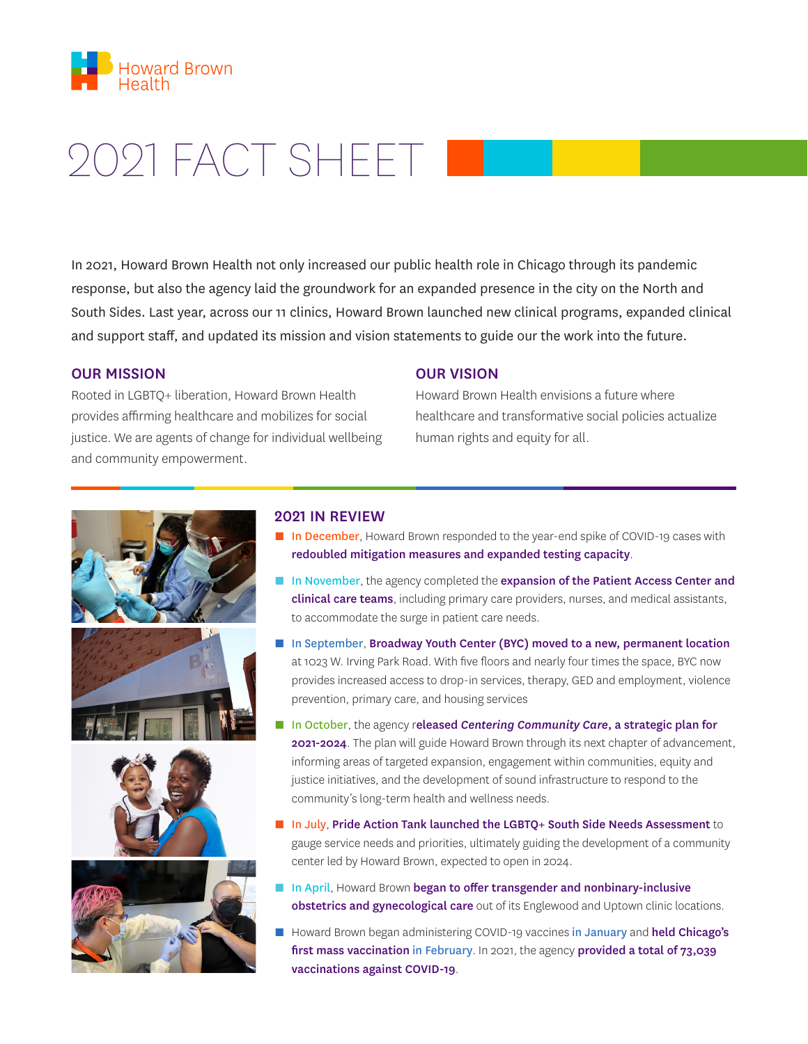Howard Brown Health

# 2021 FACT SHEET

In 2021, Howard Brown Health not only increased our public health role in Chicago through its pandemic response, but also the agency laid the groundwork for an expanded presence in the city on the North and South Sides. Last year, across our 11 clinics, Howard Brown launched new clinical programs, expanded clinical and support staff, and updated its mission and vision statements to guide our the work into the future.

## OUR MISSION

Rooted in LGBTQ+ liberation, Howard Brown Health provides affirming healthcare and mobilizes for social justice. We are agents of change for individual wellbeing and community empowerment.

## OUR VISION

Howard Brown Health envisions a future where healthcare and transformative social policies actualize human rights and equity for all.

## 2021 IN REVIEW

- In December, Howard Brown responded to the year-end spike of COVID-19 cases with **redoubled mitigation measures and expanded testing capacity**.
- In November, the agency completed the **expansion of the Patient Access Center and clinical care teams**, including primary care providers, nurses, and medical assistants, to accommodate the surge in patient care needs.
- In September, **Broadway Youth Center (BYC) moved to a new, permanent location** at 1023 W. Irving Park Road. With five floors and nearly four times the space, BYC now provides increased access to drop-in services, therapy, GED and employment, violence prevention, primary care, and housing services
- In October, the agency r**eleased *Centering Community Care*, a strategic plan for 2021-2024**. The plan will guide Howard Brown through its next chapter of advancement, informing areas of targeted expansion, engagement within communities, equity and justice initiatives, and the development of sound infrastructure to respond to the community's long-term health and wellness needs.
- In July, **Pride Action Tank launched the LGBTQ+ South Side Needs Assessment** to gauge service needs and priorities, ultimately guiding the development of a community center led by Howard Brown, expected to open in 2024.
- In April, Howard Brown **began to offer transgender and nonbinary-inclusive obstetrics and gynecological care** out of its Englewood and Uptown clinic locations.
- Howard Brown began administering COVID-19 vaccines in January and **held Chicago's first mass vaccination** in February. In 2021, the agency **provided a total of 73,039 vaccinations against COVID-19**.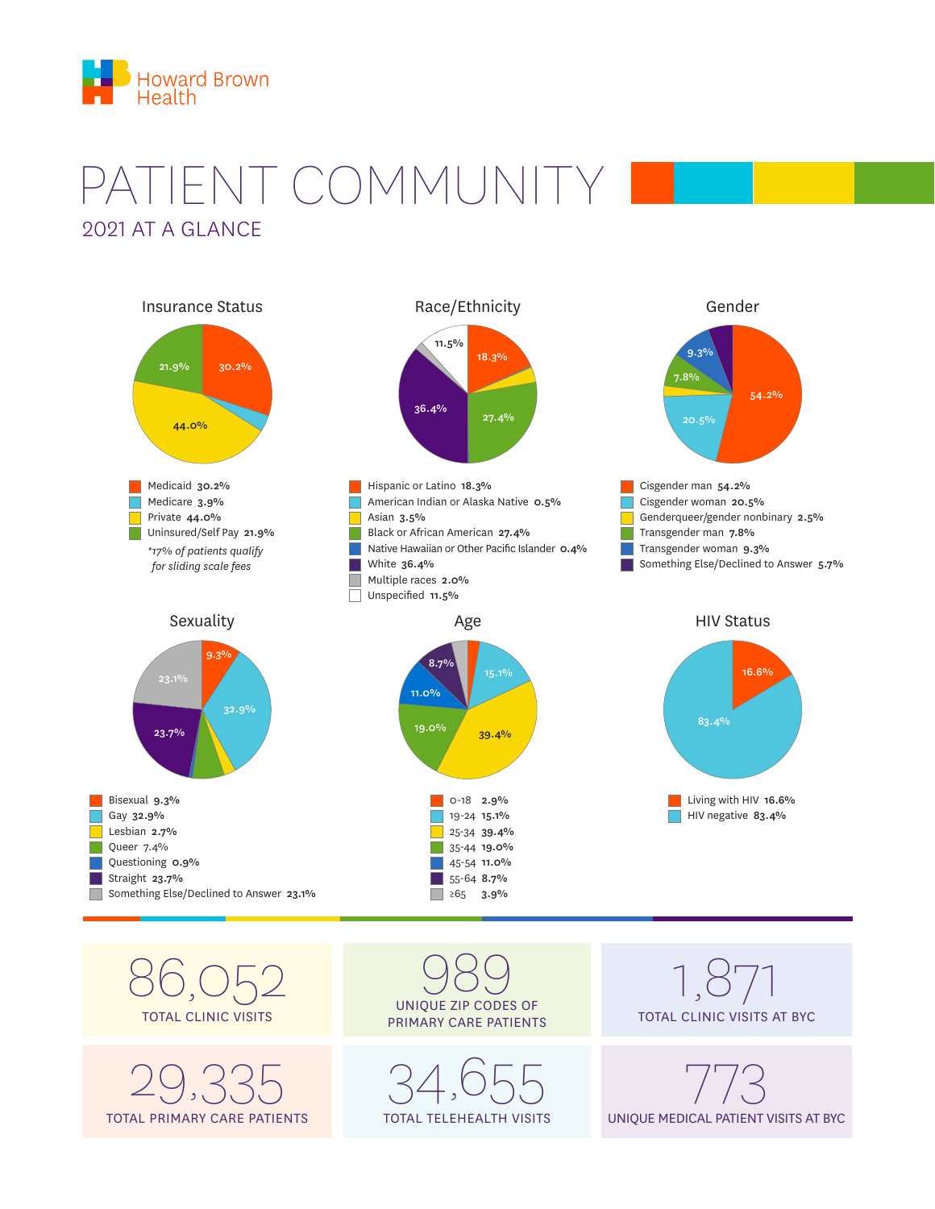Howard Brown Health

# PATIENT COMMUNITY

## 2021 AT A GLANCE

### Insurance Status

30.2%
44.0%
21.9%

- Medicaid 30.2%
- Medicare 3.9%
- Private 44.0%
- Uninsured/Self Pay 21.9%

*\*17% of patients qualify for sliding scale fees*

### Race/Ethnicity

18.3%
27.4%
36.4%
11.5%

- Hispanic or Latino 18.3%
- American Indian or Alaska Native 0.5%
- Asian 3.5%
- Black or African American 27.4%
- Native Hawaiian or Other Pacific Islander 0.4%
- White 36.4%
- Multiple races 2.0%
- Unspecified 11.5%

### Gender

54.2%
20.5%
7.8%
9.3%

- Cisgender man 54.2%
- Cisgender woman 20.5%
- Genderqueer/gender nonbinary 2.5%
- Transgender man 7.8%
- Transgender woman 9.3%
- Something Else/Declined to Answer 5.7%

### Sexuality

9.3%
32.9%
23.7%
23.1%

- Bisexual 9.3%
- Gay 32.9%
- Lesbian 2.7%
- Queer 7.4%
- Questioning 0.9%
- Straight 23.7%
- Something Else/Declined to Answer 23.1%

### Age

15.1%
39.4%
19.0%
11.0%
8.7%

- 0-18 2.9%
- 19-24 15.1%
- 25-34 39.4%
- 35-44 19.0%
- 45-54 11.0%
- 55-64 8.7%
- ≥65 3.9%

### HIV Status

16.6%
83.4%

- Living with HIV 16.6%
- HIV negative 83.4%

---

**86,052**
TOTAL CLINIC VISITS

**989**
UNIQUE ZIP CODES OF PRIMARY CARE PATIENTS

**1,871**
TOTAL CLINIC VISITS AT BYC

**29,335**
TOTAL PRIMARY CARE PATIENTS

**34,655**
TOTAL TELEHEALTH VISITS

**773**
UNIQUE MEDICAL PATIENT VISITS AT BYC